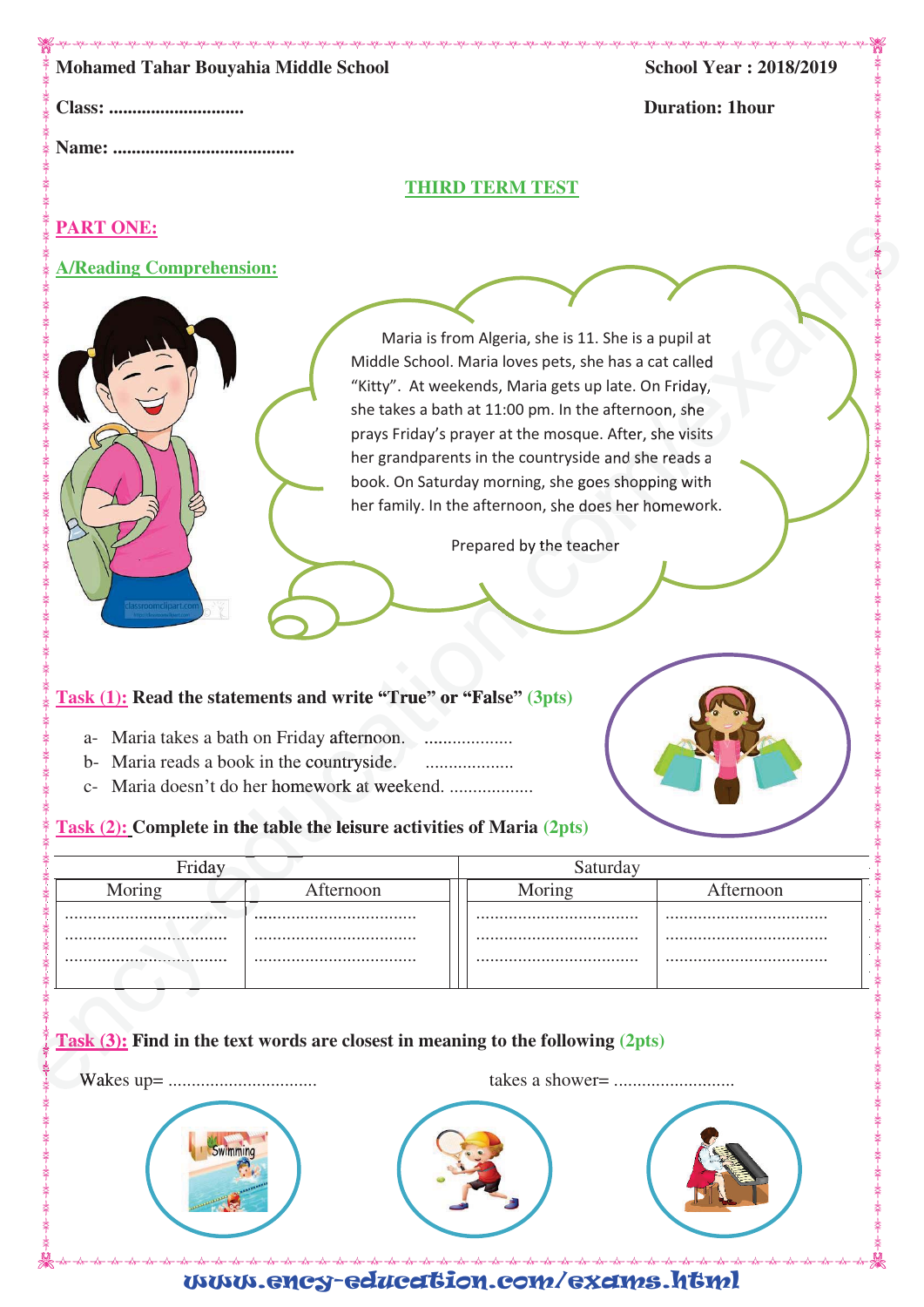**Mohamed Tahar Bouyahia Middle School** **School Year : 2018/2019**

**Class: ............................** **Duration: 1hour**

**Name: .......................................**

## THIRD TERM TEST

### PART ONE:

### A/Reading Comprehension:

Maria is from Algeria, she is 11. She is a pupil at Middle School. Maria loves pets, she has a cat called "Kitty". At weekends, Maria gets up late. On Friday, she takes a bath at 11:00 pm. In the afternoon, she prays Friday's prayer at the mosque. After, she visits her grandparents in the countryside and she reads a book. On Saturday morning, she goes shopping with her family. In the afternoon, she does her homework.

Prepared by the teacher

**Task (1): Read the statements and write "True" or "False" (3pts)**

a- Maria takes a bath on Friday afternoon. ..................

b- Maria reads a book in the countryside. ..................

c- Maria doesn't do her homework at weekend. ..................

**Task (2): Complete in the table the leisure activities of Maria (2pts)**

| Friday | | Saturday | |
|---|---|---|---|
| Moring | Afternoon | Moring | Afternoon |
| .................................. | .................................. | .................................. | .................................. |
| .................................. | .................................. | .................................. | .................................. |
| .................................. | .................................. | .................................. | .................................. |

**Task (3): Find in the text words are closest in meaning to the following (2pts)**

Wakes up= ................................ takes a shower= ..........................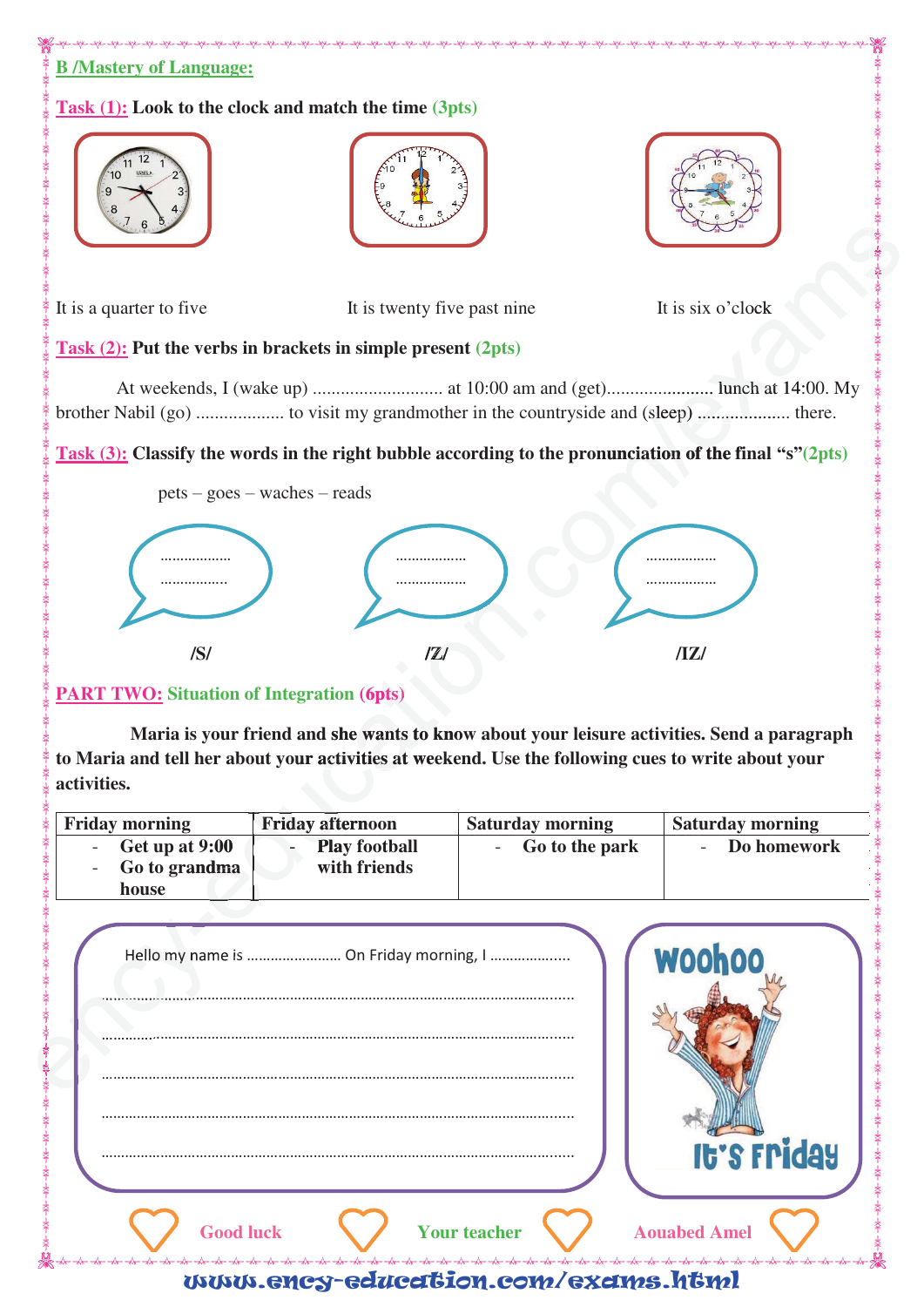## B /Mastery of Language:

**Task (1): Look to the clock and match the time (3pts)**

It is a quarter to five          It is twenty five past nine          It is six o'clock

**Task (2): Put the verbs in brackets in simple present (2pts)**

At weekends, I (wake up) ............................ at 10:00 am and (get)....................... lunch at 14:00. My brother Nabil (go) ................... to visit my grandmother in the countryside and (sleep) .................... there.

**Task (3): Classify the words in the right bubble according to the pronunciation of the final "s"(2pts)**

pets – goes – waches – reads

..................
..................

**/S/**

..................
..................

**/Z/**

..................
..................

**/IZ/**

## PART TWO: Situation of Integration (6pts)

**Maria is your friend and she wants to know about your leisure activities. Send a paragraph to Maria and tell her about your activities at weekend. Use the following cues to write about your activities.**

| Friday morning | Friday afternoon | Saturday morning | Saturday morning |
|---|---|---|---|
| - Get up at 9:00<br>- Go to grandma house | - Play football with friends | - Go to the park | - Do homework |

Hello my name is ....................... On Friday morning, I ...................

.......................................................................................................................

.......................................................................................................................

.......................................................................................................................

.......................................................................................................................

.......................................................................................................................

Woohoo
It's Friday

Good luck          Your teacher          Aouabed Amel